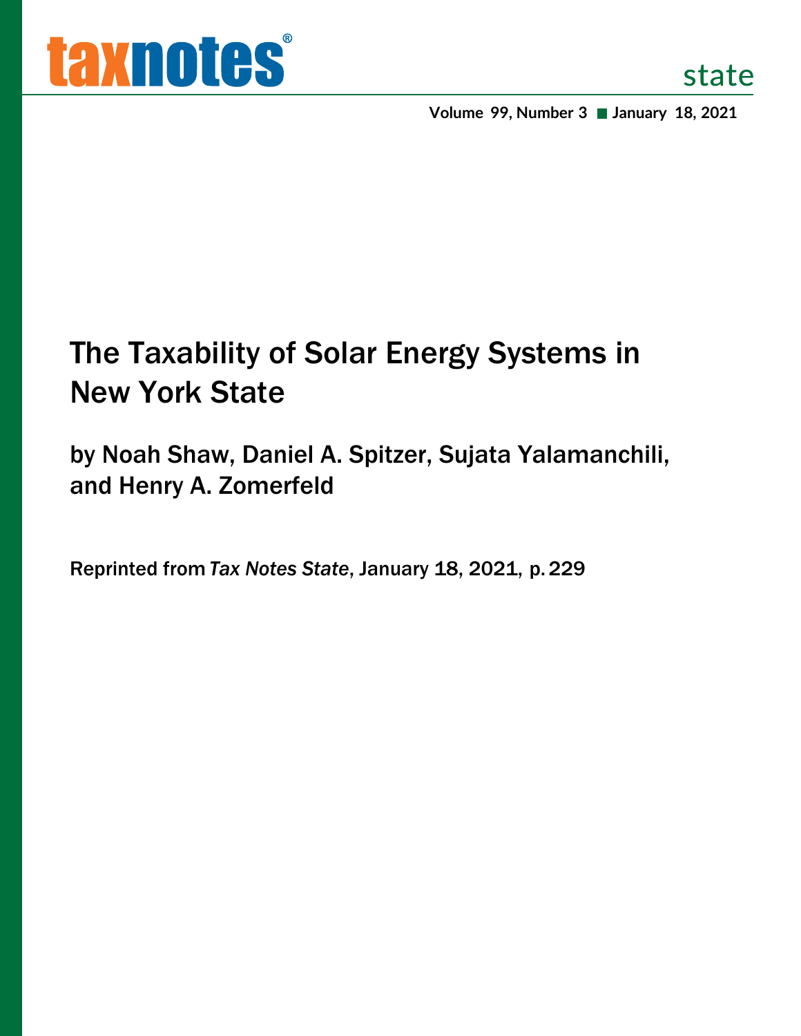# taxnotes state

**Volume 99, Number 3 ■ January 18, 2021**

# The Taxability of Solar Energy Systems in New York State

## by Noah Shaw, Daniel A. Spitzer, Sujata Yalamanchili, and Henry A. Zomerfeld

Reprinted from *Tax Notes State*, January 18, 2021, p. 229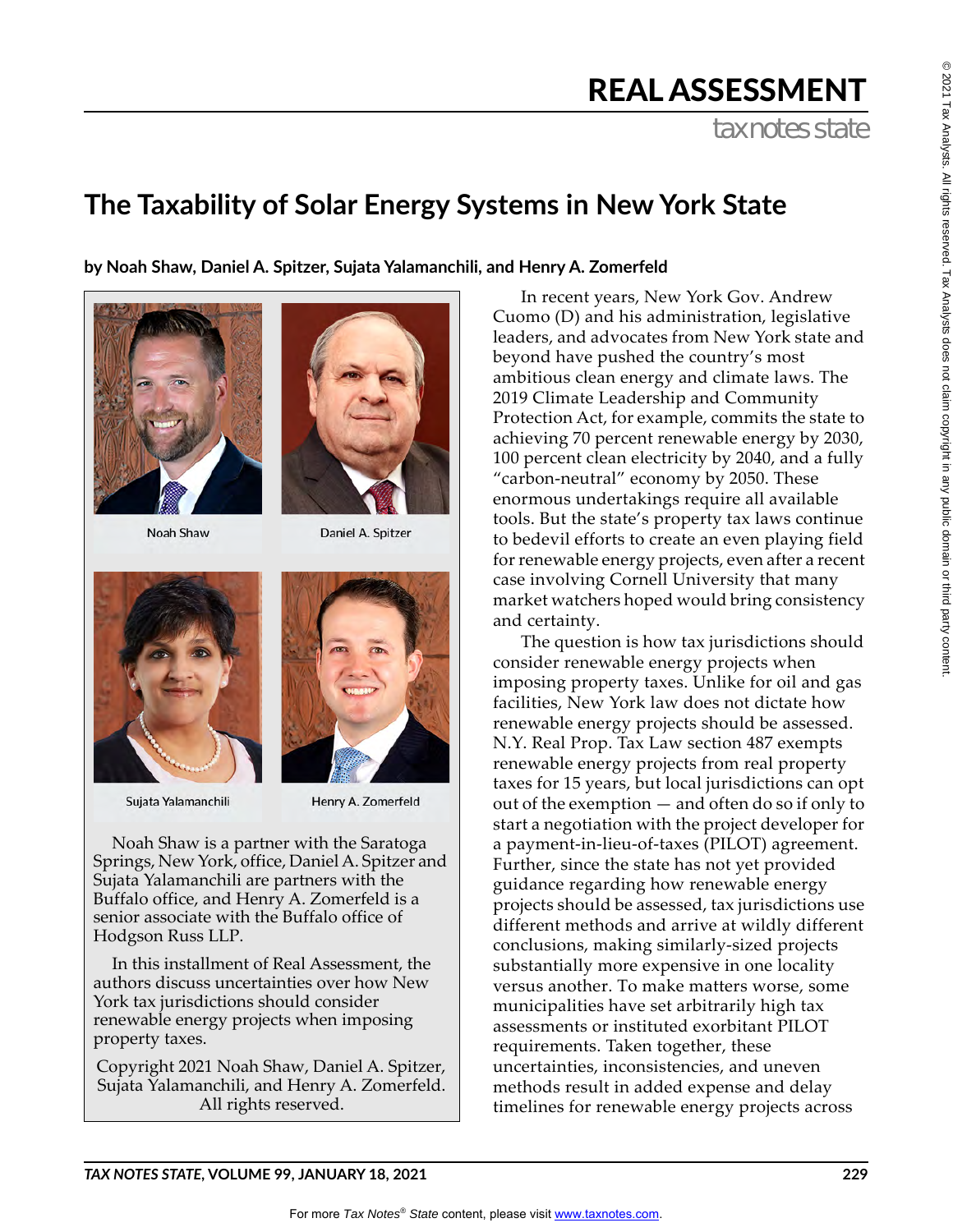# The Taxability of Solar Energy Systems in New York State

**by Noah Shaw, Daniel A. Spitzer, Sujata Yalamanchili, and Henry A. Zomerfeld**

Noah Shaw

Daniel A. Spitzer

Sujata Yalamanchili

Henry A. Zomerfeld

Noah Shaw is a partner with the Saratoga Springs, New York, office, Daniel A. Spitzer and Sujata Yalamanchili are partners with the Buffalo office, and Henry A. Zomerfeld is a senior associate with the Buffalo office of Hodgson Russ LLP.

In this installment of Real Assessment, the authors discuss uncertainties over how New York tax jurisdictions should consider renewable energy projects when imposing property taxes.

Copyright 2021 Noah Shaw, Daniel A. Spitzer, Sujata Yalamanchili, and Henry A. Zomerfeld. All rights reserved.

In recent years, New York Gov. Andrew Cuomo (D) and his administration, legislative leaders, and advocates from New York state and beyond have pushed the country's most ambitious clean energy and climate laws. The 2019 Climate Leadership and Community Protection Act, for example, commits the state to achieving 70 percent renewable energy by 2030, 100 percent clean electricity by 2040, and a fully "carbon-neutral" economy by 2050. These enormous undertakings require all available tools. But the state's property tax laws continue to bedevil efforts to create an even playing field for renewable energy projects, even after a recent case involving Cornell University that many market watchers hoped would bring consistency and certainty.

The question is how tax jurisdictions should consider renewable energy projects when imposing property taxes. Unlike for oil and gas facilities, New York law does not dictate how renewable energy projects should be assessed. N.Y. Real Prop. Tax Law section 487 exempts renewable energy projects from real property taxes for 15 years, but local jurisdictions can opt out of the exemption — and often do so if only to start a negotiation with the project developer for a payment-in-lieu-of-taxes (PILOT) agreement. Further, since the state has not yet provided guidance regarding how renewable energy projects should be assessed, tax jurisdictions use different methods and arrive at wildly different conclusions, making similarly-sized projects substantially more expensive in one locality versus another. To make matters worse, some municipalities have set arbitrarily high tax assessments or instituted exorbitant PILOT requirements. Taken together, these uncertainties, inconsistencies, and uneven methods result in added expense and delay timelines for renewable energy projects across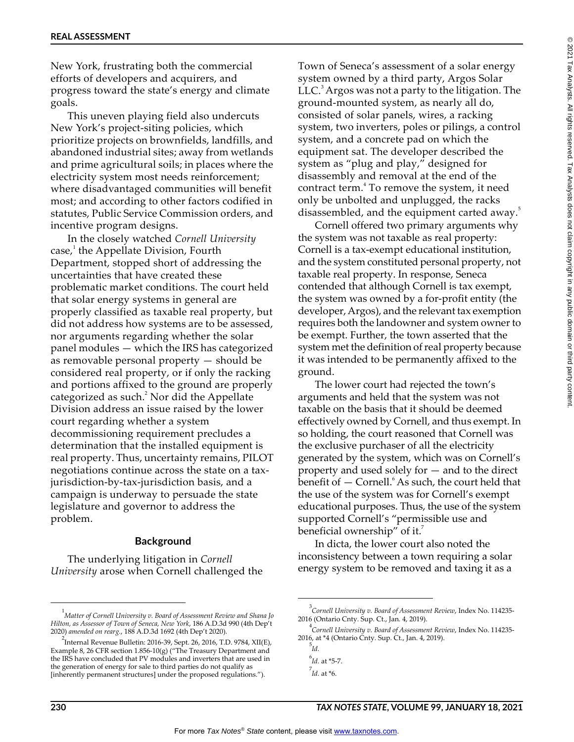New York, frustrating both the commercial efforts of developers and acquirers, and progress toward the state's energy and climate goals.

This uneven playing field also undercuts New York's project-siting policies, which prioritize projects on brownfields, landfills, and abandoned industrial sites; away from wetlands and prime agricultural soils; in places where the electricity system most needs reinforcement; where disadvantaged communities will benefit most; and according to other factors codified in statutes, Public Service Commission orders, and incentive program designs.

In the closely watched *Cornell University* case,[1] the Appellate Division, Fourth Department, stopped short of addressing the uncertainties that have created these problematic market conditions. The court held that solar energy systems in general are properly classified as taxable real property, but did not address how systems are to be assessed, nor arguments regarding whether the solar panel modules — which the IRS has categorized as removable personal property — should be considered real property, or if only the racking and portions affixed to the ground are properly categorized as such.[2] Nor did the Appellate Division address an issue raised by the lower court regarding whether a system decommissioning requirement precludes a determination that the installed equipment is real property. Thus, uncertainty remains, PILOT negotiations continue across the state on a tax-jurisdiction-by-tax-jurisdiction basis, and a campaign is underway to persuade the state legislature and governor to address the problem.

## Background

The underlying litigation in *Cornell University* arose when Cornell challenged the Town of Seneca's assessment of a solar energy system owned by a third party, Argos Solar LLC.[3] Argos was not a party to the litigation. The ground-mounted system, as nearly all do, consisted of solar panels, wires, a racking system, two inverters, poles or pilings, a control system, and a concrete pad on which the equipment sat. The developer described the system as "plug and play," designed for disassembly and removal at the end of the contract term.[4] To remove the system, it need only be unbolted and unplugged, the racks disassembled, and the equipment carted away.[5]

Cornell offered two primary arguments why the system was not taxable as real property: Cornell is a tax-exempt educational institution, and the system constituted personal property, not taxable real property. In response, Seneca contended that although Cornell is tax exempt, the system was owned by a for-profit entity (the developer, Argos), and the relevant tax exemption requires both the landowner and system owner to be exempt. Further, the town asserted that the system met the definition of real property because it was intended to be permanently affixed to the ground.

The lower court had rejected the town's arguments and held that the system was not taxable on the basis that it should be deemed effectively owned by Cornell, and thus exempt. In so holding, the court reasoned that Cornell was the exclusive purchaser of all the electricity generated by the system, which was on Cornell's property and used solely for — and to the direct benefit of — Cornell.[6] As such, the court held that the use of the system was for Cornell's exempt educational purposes. Thus, the use of the system supported Cornell's "permissible use and beneficial ownership" of it.[7]

In dicta, the lower court also noted the inconsistency between a town requiring a solar energy system to be removed and taxing it as a

---

[1] *Matter of Cornell University v. Board of Assessment Review and Shana Jo Hilton, as Assessor of Town of Seneca, New York*, 186 A.D.3d 990 (4th Dep't 2020) *amended on rearg.*, 188 A.D.3d 1692 (4th Dep't 2020).

[2] Internal Revenue Bulletin: 2016-39, Sept. 26, 2016, T.D. 9784, XII(E), Example 8, 26 CFR section 1.856-10(g) ("The Treasury Department and the IRS have concluded that PV modules and inverters that are used in the generation of energy for sale to third parties do not qualify as [inherently permanent structures] under the proposed regulations.").

[3] *Cornell University v. Board of Assessment Review*, Index No. 114235-2016 (Ontario Cnty. Sup. Ct., Jan. 4, 2019).

[4] *Cornell University v. Board of Assessment Review*, Index No. 114235-2016, at *4 (Ontario Cnty. Sup. Ct., Jan. 4, 2019).

[5] *Id.*

[6] *Id.* at *5-7.

[7] *Id.* at *6.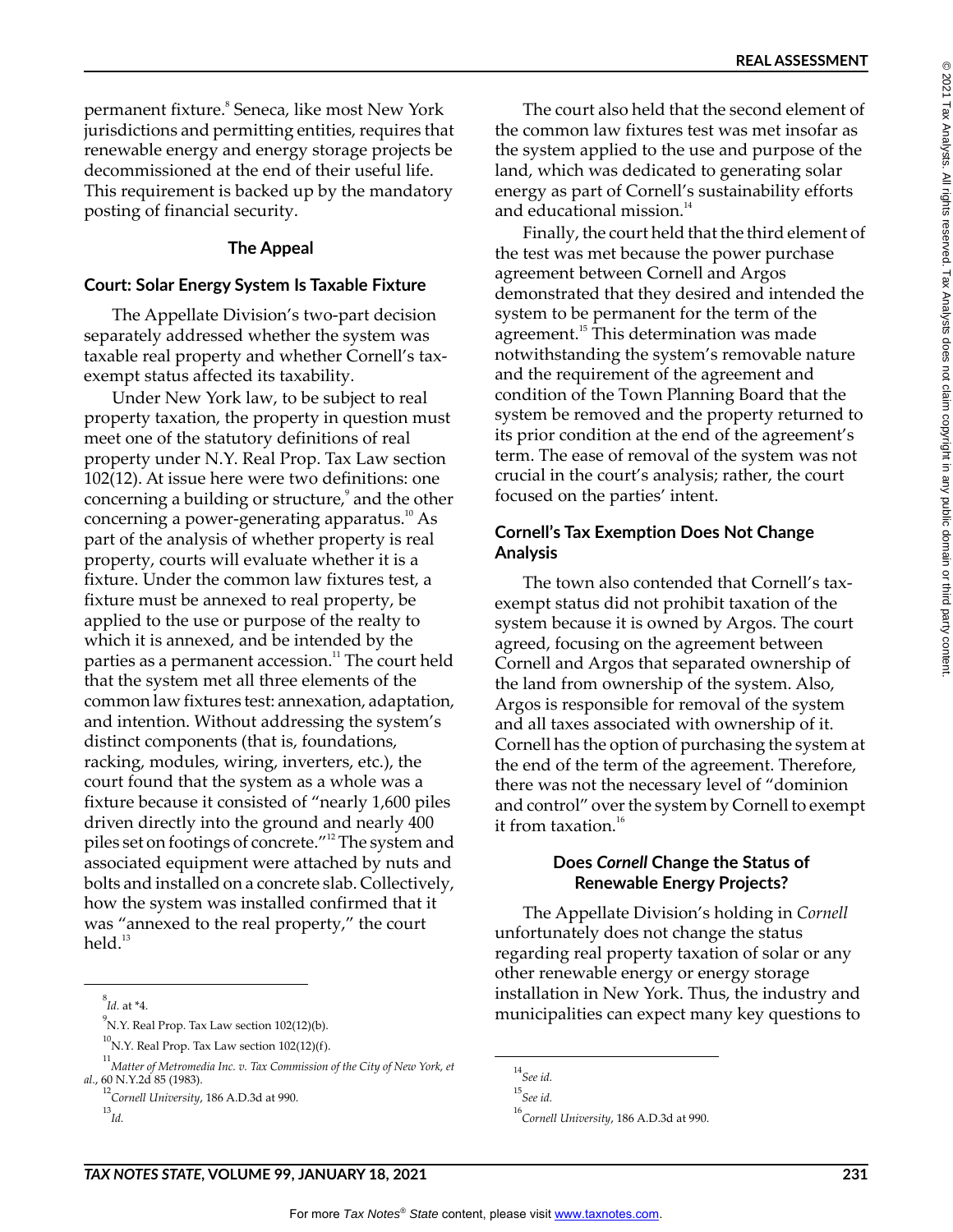permanent fixture.[8] Seneca, like most New York jurisdictions and permitting entities, requires that renewable energy and energy storage projects be decommissioned at the end of their useful life. This requirement is backed up by the mandatory posting of financial security.

## The Appeal

### Court: Solar Energy System Is Taxable Fixture

The Appellate Division's two-part decision separately addressed whether the system was taxable real property and whether Cornell's tax-exempt status affected its taxability.

Under New York law, to be subject to real property taxation, the property in question must meet one of the statutory definitions of real property under N.Y. Real Prop. Tax Law section 102(12). At issue here were two definitions: one concerning a building or structure,[9] and the other concerning a power-generating apparatus.[10] As part of the analysis of whether property is real property, courts will evaluate whether it is a fixture. Under the common law fixtures test, a fixture must be annexed to real property, be applied to the use or purpose of the realty to which it is annexed, and be intended by the parties as a permanent accession.[11] The court held that the system met all three elements of the common law fixtures test: annexation, adaptation, and intention. Without addressing the system's distinct components (that is, foundations, racking, modules, wiring, inverters, etc.), the court found that the system as a whole was a fixture because it consisted of "nearly 1,600 piles driven directly into the ground and nearly 400 piles set on footings of concrete."[12] The system and associated equipment were attached by nuts and bolts and installed on a concrete slab. Collectively, how the system was installed confirmed that it was "annexed to the real property," the court held.[13]

The court also held that the second element of the common law fixtures test was met insofar as the system applied to the use and purpose of the land, which was dedicated to generating solar energy as part of Cornell's sustainability efforts and educational mission.[14]

Finally, the court held that the third element of the test was met because the power purchase agreement between Cornell and Argos demonstrated that they desired and intended the system to be permanent for the term of the agreement.[15] This determination was made notwithstanding the system's removable nature and the requirement of the agreement and condition of the Town Planning Board that the system be removed and the property returned to its prior condition at the end of the agreement's term. The ease of removal of the system was not crucial in the court's analysis; rather, the court focused on the parties' intent.

### Cornell's Tax Exemption Does Not Change Analysis

The town also contended that Cornell's tax-exempt status did not prohibit taxation of the system because it is owned by Argos. The court agreed, focusing on the agreement between Cornell and Argos that separated ownership of the land from ownership of the system. Also, Argos is responsible for removal of the system and all taxes associated with ownership of it. Cornell has the option of purchasing the system at the end of the term of the agreement. Therefore, there was not the necessary level of "dominion and control" over the system by Cornell to exempt it from taxation.[16]

## Does *Cornell* Change the Status of Renewable Energy Projects?

The Appellate Division's holding in *Cornell* unfortunately does not change the status regarding real property taxation of solar or any other renewable energy or energy storage installation in New York. Thus, the industry and municipalities can expect many key questions to

---

[8] *Id.* at *4.

[9] N.Y. Real Prop. Tax Law section 102(12)(b).

[10] N.Y. Real Prop. Tax Law section 102(12)(f).

[11] *Matter of Metromedia Inc. v. Tax Commission of the City of New York, et al.*, 60 N.Y.2d 85 (1983).

[12] *Cornell University*, 186 A.D.3d at 990.

[13] *Id.*

[14] *See id.*

[15] *See id.*

[16] *Cornell University*, 186 A.D.3d at 990.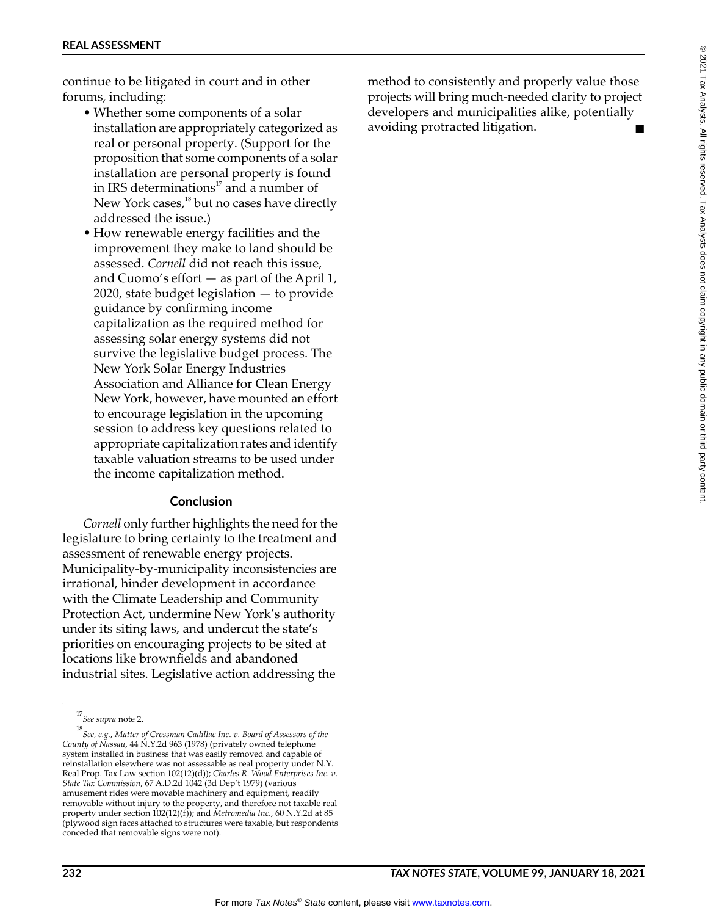continue to be litigated in court and in other forums, including:

- Whether some components of a solar installation are appropriately categorized as real or personal property. (Support for the proposition that some components of a solar installation are personal property is found in IRS determinations[17] and a number of New York cases,[18] but no cases have directly addressed the issue.)
- How renewable energy facilities and the improvement they make to land should be assessed. *Cornell* did not reach this issue, and Cuomo's effort — as part of the April 1, 2020, state budget legislation — to provide guidance by confirming income capitalization as the required method for assessing solar energy systems did not survive the legislative budget process. The New York Solar Energy Industries Association and Alliance for Clean Energy New York, however, have mounted an effort to encourage legislation in the upcoming session to address key questions related to appropriate capitalization rates and identify taxable valuation streams to be used under the income capitalization method.

## Conclusion

*Cornell* only further highlights the need for the legislature to bring certainty to the treatment and assessment of renewable energy projects. Municipality-by-municipality inconsistencies are irrational, hinder development in accordance with the Climate Leadership and Community Protection Act, undermine New York's authority under its siting laws, and undercut the state's priorities on encouraging projects to be sited at locations like brownfields and abandoned industrial sites. Legislative action addressing the method to consistently and properly value those projects will bring much-needed clarity to project developers and municipalities alike, potentially avoiding protracted litigation. ■

---

[17] *See supra* note 2.

[18] *See, e.g.*, *Matter of Crossman Cadillac Inc. v. Board of Assessors of the County of Nassau*, 44 N.Y.2d 963 (1978) (privately owned telephone system installed in business that was easily removed and capable of reinstallation elsewhere was not assessable as real property under N.Y. Real Prop. Tax Law section 102(12)(d)); *Charles R. Wood Enterprises Inc. v. State Tax Commission*, 67 A.D.2d 1042 (3d Dep't 1979) (various amusement rides were movable machinery and equipment, readily removable without injury to the property, and therefore not taxable real property under section 102(12)(f)); and *Metromedia Inc.*, 60 N.Y.2d at 85 (plywood sign faces attached to structures were taxable, but respondents conceded that removable signs were not).